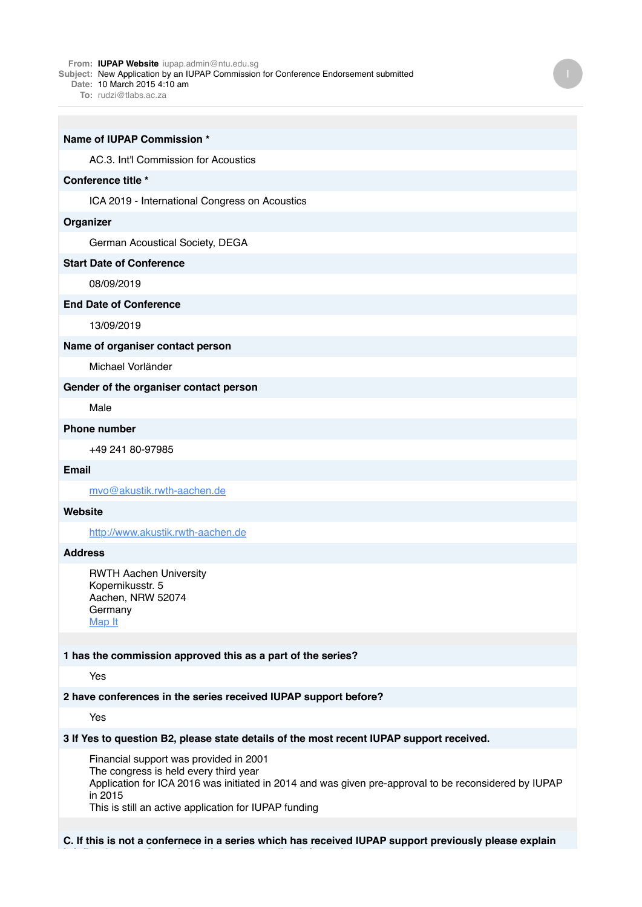**From:** **IUPAP Website** iupap.admin@ntu.edu.sg
**Subject:** New Application by an IUPAP Commission for Conference Endorsement submitted
**Date:** 10 March 2015 4:10 am
**To:** rudzi@tlabs.ac.za

**Name of IUPAP Commission ***

AC.3. Int'l Commission for Acoustics

**Conference title ***

ICA 2019 - International Congress on Acoustics

**Organizer**

German Acoustical Society, DEGA

**Start Date of Conference**

08/09/2019

**End Date of Conference**

13/09/2019

**Name of organiser contact person**

Michael Vorländer

**Gender of the organiser contact person**

Male

**Phone number**

+49 241 80-97985

**Email**

mvo@akustik.rwth-aachen.de

**Website**

http://www.akustik.rwth-aachen.de

**Address**

RWTH Aachen University
Kopernikusstr. 5
Aachen, NRW 52074
Germany
Map It

**1 has the commission approved this as a part of the series?**

Yes

**2 have conferences in the series received IUPAP support before?**

Yes

**3 If Yes to question B2, please state details of the most recent IUPAP support received.**

Financial support was provided in 2001
The congress is held every third year
Application for ICA 2016 was initiated in 2014 and was given pre-approval to be reconsidered by IUPAP in 2015
This is still an active application for IUPAP funding

**C. If this is not a confernece in a series which has received IUPAP support previously please explain**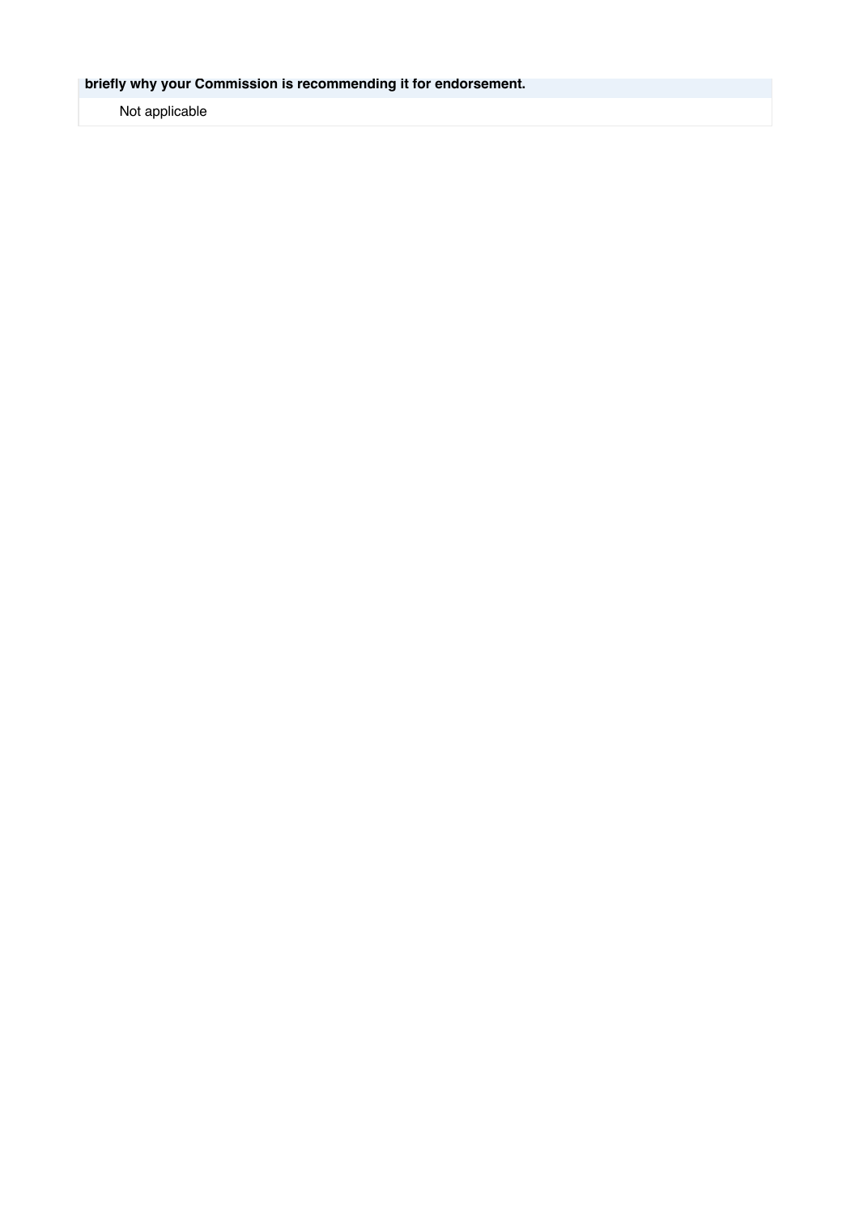**briefly why your Commission is recommending it for endorsement.**

Not applicable